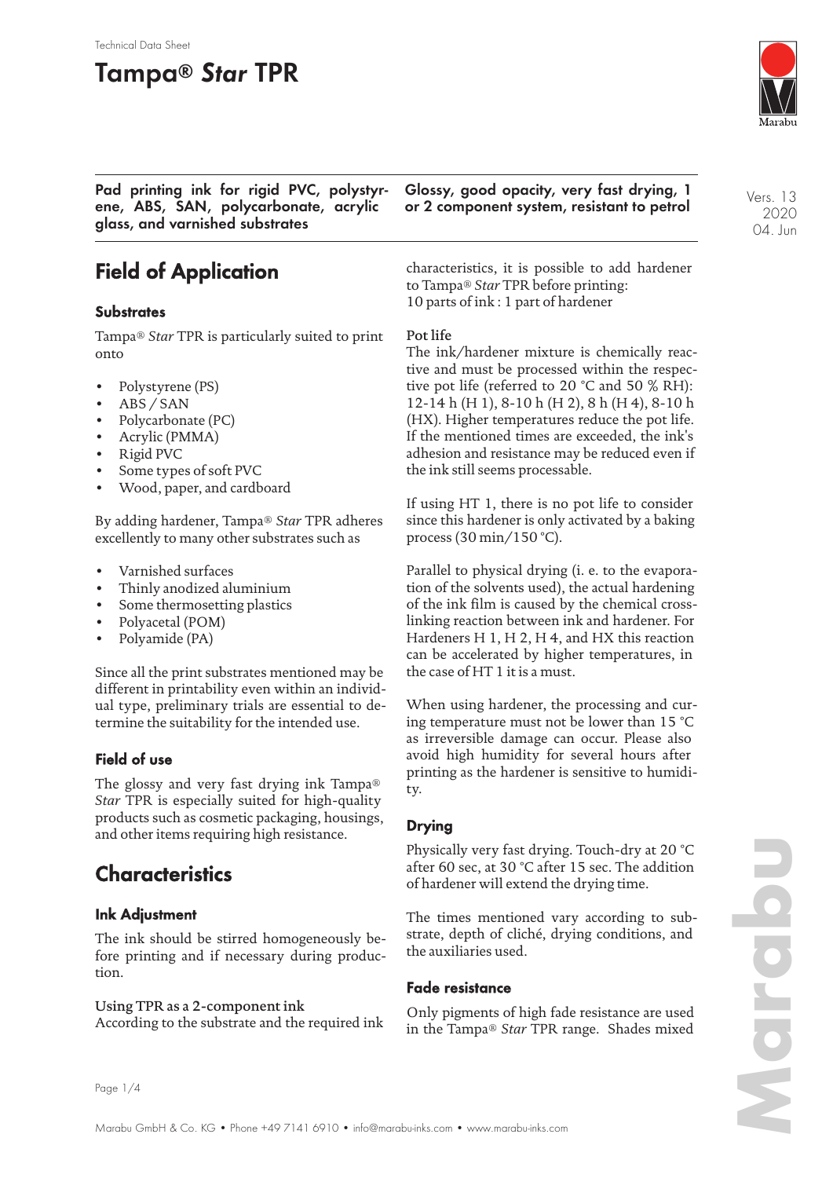Technical Data Sheet

# Tampa® *Star* TPR

**Pad printing ink for rigid PVC, polystyrene, ABS, SAN, polycarbonate, acrylic glass, and varnished substrates**

**Glossy, good opacity, very fast drying, 1 or 2 component system, resistant to petrol**

Vers. 13
2020
04. Jun

## Field of Application

### Substrates

Tampa® *Star* TPR is particularly suited to print onto

- Polystyrene (PS)
- ABS / SAN
- Polycarbonate (PC)
- Acrylic (PMMA)
- Rigid PVC
- Some types of soft PVC
- Wood, paper, and cardboard

By adding hardener, Tampa® *Star* TPR adheres excellently to many other substrates such as

- Varnished surfaces
- Thinly anodized aluminium
- Some thermosetting plastics
- Polyacetal (POM)
- Polyamide (PA)

Since all the print substrates mentioned may be different in printability even within an individual type, preliminary trials are essential to determine the suitability for the intended use.

### Field of use

The glossy and very fast drying ink Tampa® *Star* TPR is especially suited for high-quality products such as cosmetic packaging, housings, and other items requiring high resistance.

## Characteristics

### Ink Adjustment

The ink should be stirred homogeneously before printing and if necessary during production.

Using TPR as a 2-component ink
According to the substrate and the required ink characteristics, it is possible to add hardener to Tampa® *Star* TPR before printing:
10 parts of ink : 1 part of hardener

Pot life
The ink/hardener mixture is chemically reactive and must be processed within the respective pot life (referred to 20 °C and 50 % RH): 12-14 h (H 1), 8-10 h (H 2), 8 h (H 4), 8-10 h (HX). Higher temperatures reduce the pot life. If the mentioned times are exceeded, the ink's adhesion and resistance may be reduced even if the ink still seems processable.

If using HT 1, there is no pot life to consider since this hardener is only activated by a baking process (30 min/150 °C).

Parallel to physical drying (i. e. to the evaporation of the solvents used), the actual hardening of the ink film is caused by the chemical cross-linking reaction between ink and hardener. For Hardeners H 1, H 2, H 4, and HX this reaction can be accelerated by higher temperatures, in the case of HT 1 it is a must.

When using hardener, the processing and curing temperature must not be lower than 15 °C as irreversible damage can occur. Please also avoid high humidity for several hours after printing as the hardener is sensitive to humidity.

### Drying

Physically very fast drying. Touch-dry at 20 °C after 60 sec, at 30 °C after 15 sec. The addition of hardener will extend the drying time.

The times mentioned vary according to substrate, depth of cliché, drying conditions, and the auxiliaries used.

### Fade resistance

Only pigments of high fade resistance are used in the Tampa® *Star* TPR range. Shades mixed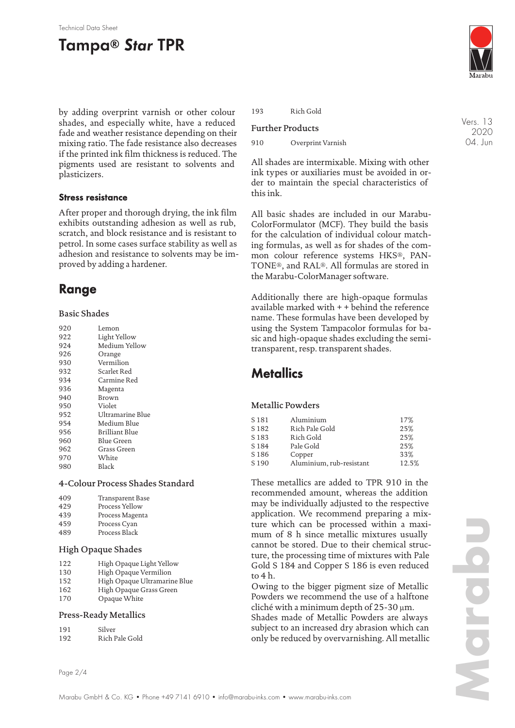by adding overprint varnish or other colour shades, and especially white, have a reduced fade and weather resistance depending on their mixing ratio. The fade resistance also decreases if the printed ink film thickness is reduced. The pigments used are resistant to solvents and plasticizers.

### Stress resistance

After proper and thorough drying, the ink film exhibits outstanding adhesion as well as rub, scratch, and block resistance and is resistant to petrol. In some cases surface stability as well as adhesion and resistance to solvents may be improved by adding a hardener.

## Range

### Basic Shades

| | |
|---|---|
| 920 | Lemon |
| 922 | Light Yellow |
| 924 | Medium Yellow |
| 926 | Orange |
| 930 | Vermilion |
| 932 | Scarlet Red |
| 934 | Carmine Red |
| 936 | Magenta |
| 940 | Brown |
| 950 | Violet |
| 952 | Ultramarine Blue |
| 954 | Medium Blue |
| 956 | Brilliant Blue |
| 960 | Blue Green |
| 962 | Grass Green |
| 970 | White |
| 980 | Black |

### 4-Colour Process Shades Standard

| | |
|---|---|
| 409 | Transparent Base |
| 429 | Process Yellow |
| 439 | Process Magenta |
| 459 | Process Cyan |
| 489 | Process Black |

### High Opaque Shades

| | |
|---|---|
| 122 | High Opaque Light Yellow |
| 130 | High Opaque Vermilion |
| 152 | High Opaque Ultramarine Blue |
| 162 | High Opaque Grass Green |
| 170 | Opaque White |

### Press-Ready Metallics

| | |
|---|---|
| 191 | Silver |
| 192 | Rich Pale Gold |
| 193 | Rich Gold |

### Further Products

| | |
|---|---|
| 910 | Overprint Varnish |

All shades are intermixable. Mixing with other ink types or auxiliaries must be avoided in order to maintain the special characteristics of this ink.

All basic shades are included in our Marabu-ColorFormulator (MCF). They build the basis for the calculation of individual colour matching formulas, as well as for shades of the common colour reference systems HKS®, PANTONE®, and RAL®. All formulas are stored in the Marabu-ColorManager software.

Additionally there are high-opaque formulas available marked with + + behind the reference name. These formulas have been developed by using the System Tampacolor formulas for basic and high-opaque shades excluding the semi-transparent, resp. transparent shades.

## Metallics

### Metallic Powders

| | | |
|---|---|---|
| S 181 | Aluminium | 17% |
| S 182 | Rich Pale Gold | 25% |
| S 183 | Rich Gold | 25% |
| S 184 | Pale Gold | 25% |
| S 186 | Copper | 33% |
| S 190 | Aluminium, rub-resistant | 12.5% |

These metallics are added to TPR 910 in the recommended amount, whereas the addition may be individually adjusted to the respective application. We recommend preparing a mixture which can be processed within a maximum of 8 h since metallic mixtures usually cannot be stored. Due to their chemical structure, the processing time of mixtures with Pale Gold S 184 and Copper S 186 is even reduced to 4 h.

Owing to the bigger pigment size of Metallic Powders we recommend the use of a halftone cliché with a minimum depth of 25-30 µm.

Shades made of Metallic Powders are always subject to an increased dry abrasion which can only be reduced by overvarnishing. All metallic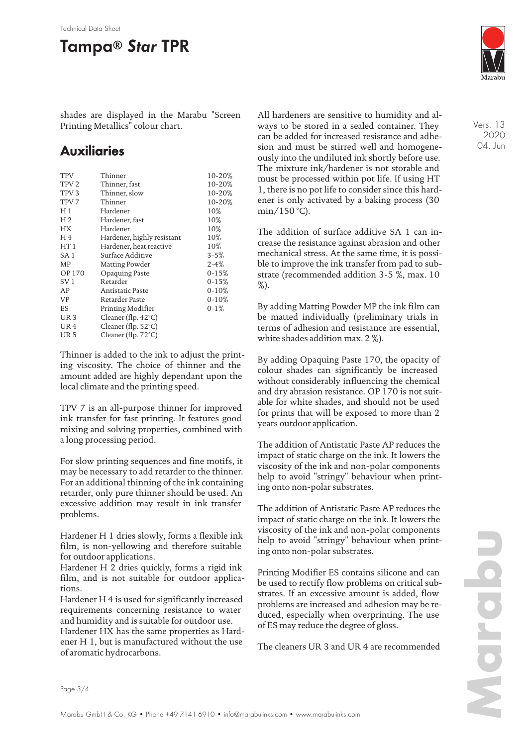shades are displayed in the Marabu "Screen Printing Metallics" colour chart.

## Auxiliaries

| | | |
|---|---|---|
| TPV | Thinner | 10-20% |
| TPV 2 | Thinner, fast | 10-20% |
| TPV 3 | Thinner, slow | 10-20% |
| TPV 7 | Thinner | 10-20% |
| H 1 | Hardener | 10% |
| H 2 | Hardener, fast | 10% |
| HX | Hardener | 10% |
| H 4 | Hardener, highly resistant | 10% |
| HT 1 | Hardener, heat reactive | 10% |
| SA 1 | Surface Additive | 3-5% |
| MP | Matting Powder | 2-4% |
| OP 170 | Opaquing Paste | 0-15% |
| SV 1 | Retarder | 0-15% |
| AP | Antistatic Paste | 0-10% |
| VP | Retarder Paste | 0-10% |
| ES | Printing Modifier | 0-1% |
| UR 3 | Cleaner (flp. 42°C) | |
| UR 4 | Cleaner (flp. 52°C) | |
| UR 5 | Cleaner (flp. 72°C) | |

Thinner is added to the ink to adjust the printing viscosity. The choice of thinner and the amount added are highly dependant upon the local climate and the printing speed.

TPV 7 is an all-purpose thinner for improved ink transfer for fast printing. It features good mixing and solving properties, combined with a long processing period.

For slow printing sequences and fine motifs, it may be necessary to add retarder to the thinner. For an additional thinning of the ink containing retarder, only pure thinner should be used. An excessive addition may result in ink transfer problems.

Hardener H 1 dries slowly, forms a flexible ink film, is non-yellowing and therefore suitable for outdoor applications.
Hardener H 2 dries quickly, forms a rigid ink film, and is not suitable for outdoor applications.
Hardener H 4 is used for significantly increased requirements concerning resistance to water and humidity and is suitable for outdoor use.
Hardener HX has the same properties as Hardener H 1, but is manufactured without the use of aromatic hydrocarbons.

All hardeners are sensitive to humidity and always to be stored in a sealed container. They can be added for increased resistance and adhesion and must be stirred well and homogeneously into the undiluted ink shortly before use. The mixture ink/hardener is not storable and must be processed within pot life. If using HT 1, there is no pot life to consider since this hardener is only activated by a baking process (30 min/150 °C).

The addition of surface additive SA 1 can increase the resistance against abrasion and other mechanical stress. At the same time, it is possible to improve the ink transfer from pad to substrate (recommended addition 3-5 %, max. 10 %).

By adding Matting Powder MP the ink film can be matted individually (preliminary trials in terms of adhesion and resistance are essential, white shades addition max. 2 %).

By adding Opaquing Paste 170, the opacity of colour shades can significantly be increased without considerably influencing the chemical and dry abrasion resistance. OP 170 is not suitable for white shades, and should not be used for prints that will be exposed to more than 2 years outdoor application.

The addition of Antistatic Paste AP reduces the impact of static charge on the ink. It lowers the viscosity of the ink and non-polar components help to avoid "stringy" behaviour when printing onto non-polar substrates.

The addition of Antistatic Paste AP reduces the impact of static charge on the ink. It lowers the viscosity of the ink and non-polar components help to avoid "stringy" behaviour when printing onto non-polar substrates.

Printing Modifier ES contains silicone and can be used to rectify flow problems on critical substrates. If an excessive amount is added, flow problems are increased and adhesion may be reduced, especially when overprinting. The use of ES may reduce the degree of gloss.

The cleaners UR 3 and UR 4 are recommended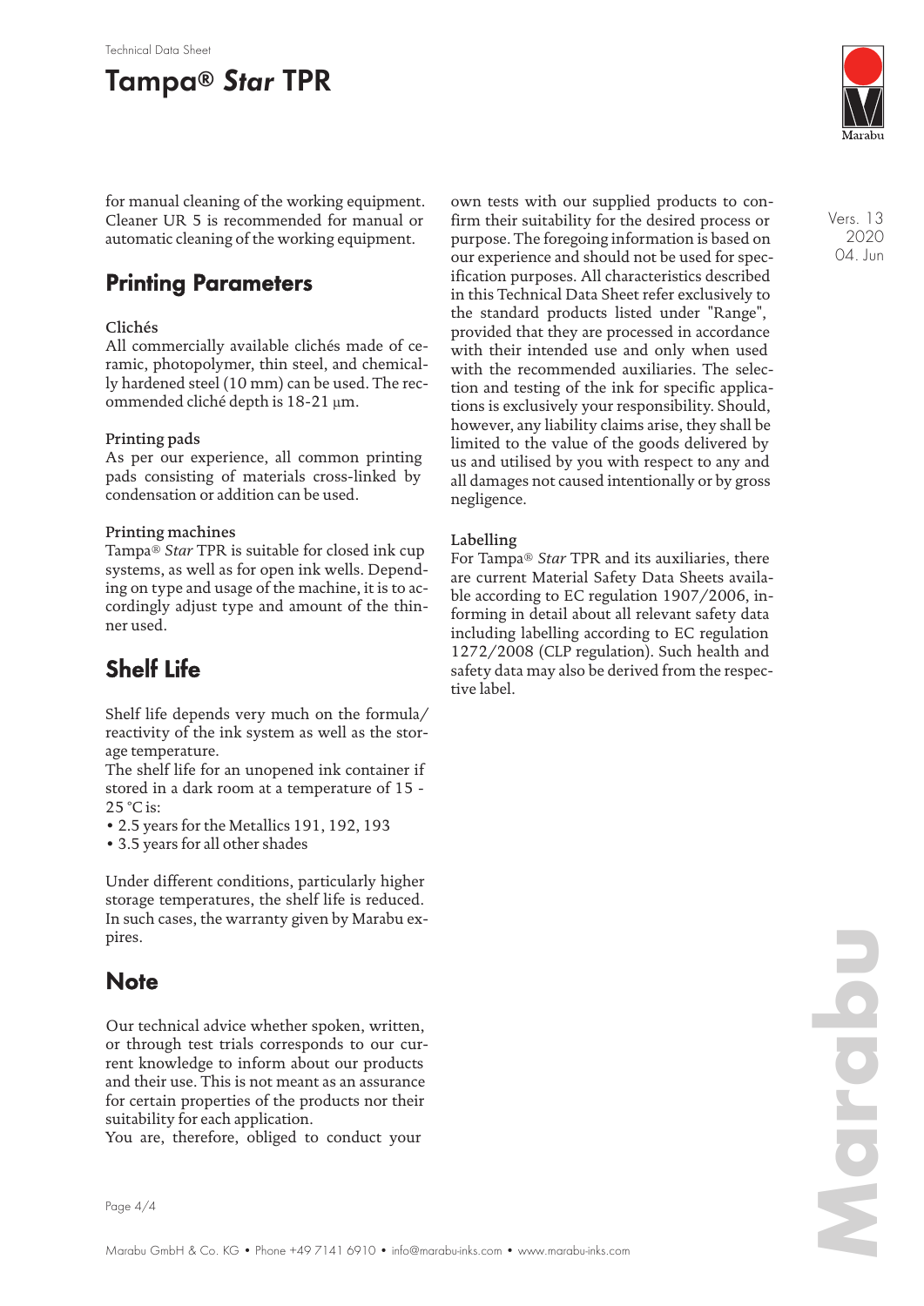for manual cleaning of the working equipment. Cleaner UR 5 is recommended for manual or automatic cleaning of the working equipment.

## Printing Parameters

### Clichés

All commercially available clichés made of ceramic, photopolymer, thin steel, and chemically hardened steel (10 mm) can be used. The recommended cliché depth is 18-21 µm.

### Printing pads

As per our experience, all common printing pads consisting of materials cross-linked by condensation or addition can be used.

### Printing machines

Tampa® *Star* TPR is suitable for closed ink cup systems, as well as for open ink wells. Depending on type and usage of the machine, it is to accordingly adjust type and amount of the thinner used.

## Shelf Life

Shelf life depends very much on the formula/reactivity of the ink system as well as the storage temperature.

The shelf life for an unopened ink container if stored in a dark room at a temperature of 15 - 25 °C is:

- 2.5 years for the Metallics 191, 192, 193
- 3.5 years for all other shades

Under different conditions, particularly higher storage temperatures, the shelf life is reduced. In such cases, the warranty given by Marabu expires.

## Note

Our technical advice whether spoken, written, or through test trials corresponds to our current knowledge to inform about our products and their use. This is not meant as an assurance for certain properties of the products nor their suitability for each application.

You are, therefore, obliged to conduct your own tests with our supplied products to confirm their suitability for the desired process or purpose. The foregoing information is based on our experience and should not be used for specification purposes. All characteristics described in this Technical Data Sheet refer exclusively to the standard products listed under "Range", provided that they are processed in accordance with their intended use and only when used with the recommended auxiliaries. The selection and testing of the ink for specific applications is exclusively your responsibility. Should, however, any liability claims arise, they shall be limited to the value of the goods delivered by us and utilised by you with respect to any and all damages not caused intentionally or by gross negligence.

### Labelling

For Tampa® *Star* TPR and its auxiliaries, there are current Material Safety Data Sheets available according to EC regulation 1907/2006, informing in detail about all relevant safety data including labelling according to EC regulation 1272/2008 (CLP regulation). Such health and safety data may also be derived from the respective label.